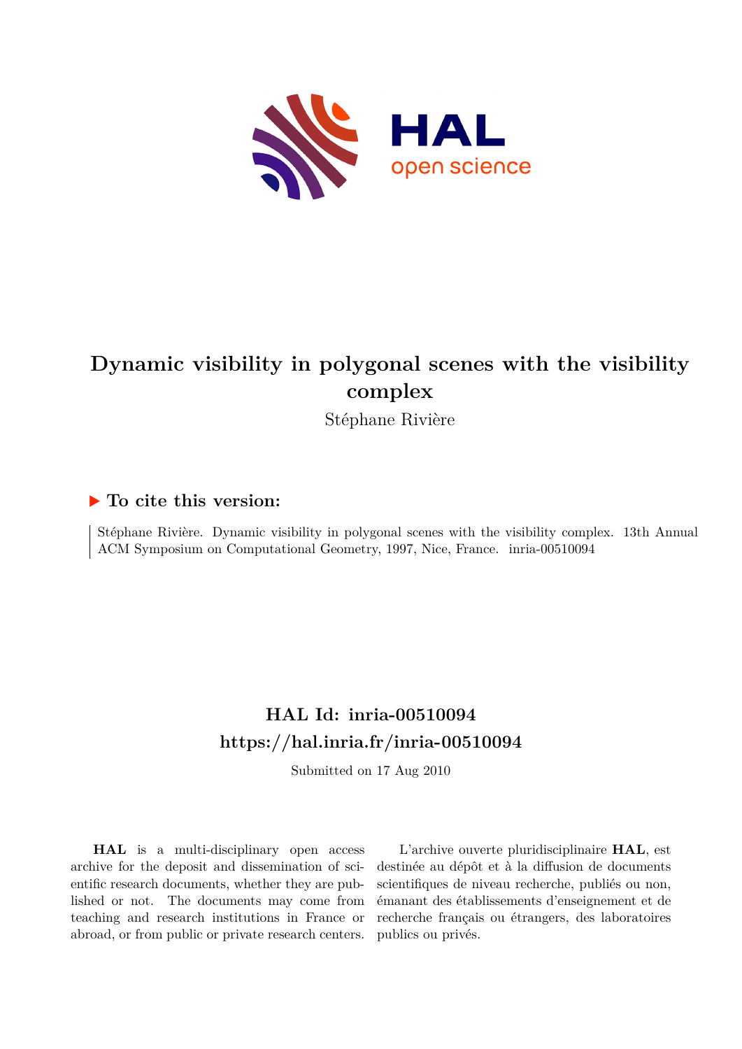# Dynamic visibility in polygonal scenes with the visibility complex

Stéphane Rivière

## To cite this version:

Stéphane Rivière. Dynamic visibility in polygonal scenes with the visibility complex. 13th Annual ACM Symposium on Computational Geometry, 1997, Nice, France. inria-00510094

## HAL Id: inria-00510094

## https://hal.inria.fr/inria-00510094

Submitted on 17 Aug 2010

**HAL** is a multi-disciplinary open access archive for the deposit and dissemination of scientific research documents, whether they are published or not. The documents may come from teaching and research institutions in France or abroad, or from public or private research centers.

L'archive ouverte pluridisciplinaire **HAL**, est destinée au dépôt et à la diffusion de documents scientifiques de niveau recherche, publiés ou non, émanant des établissements d'enseignement et de recherche français ou étrangers, des laboratoires publics ou privés.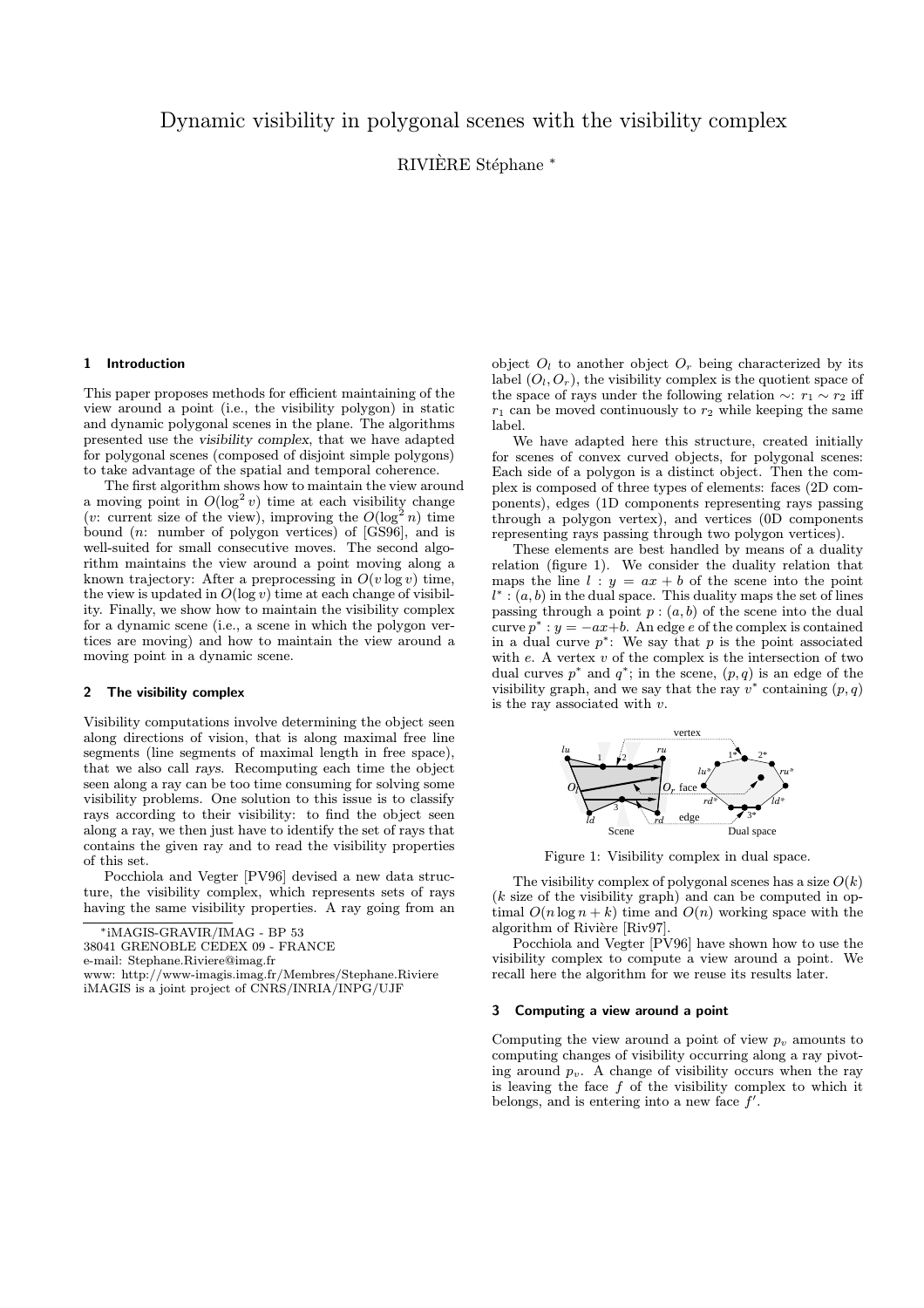# Dynamic visibility in polygonal scenes with the visibility complex

RIVIÈRE Stéphane *

## 1 Introduction

This paper proposes methods for efficient maintaining of the view around a point (i.e., the visibility polygon) in static and dynamic polygonal scenes in the plane. The algorithms presented use the *visibility complex*, that we have adapted for polygonal scenes (composed of disjoint simple polygons) to take advantage of the spatial and temporal coherence.

The first algorithm shows how to maintain the view around a moving point in $O(\log^2 v)$ time at each visibility change ($v$: current size of the view), improving the $O(\log^2 n)$ time bound ($n$: number of polygon vertices) of [GS96], and is well-suited for small consecutive moves. The second algorithm maintains the view around a point moving along a known trajectory: After a preprocessing in $O(v \log v)$ time, the view is updated in $O(\log v)$ time at each change of visibility. Finally, we show how to maintain the visibility complex for a dynamic scene (i.e., a scene in which the polygon vertices are moving) and how to maintain the view around a moving point in a dynamic scene.

## 2 The visibility complex

Visibility computations involve determining the object seen along directions of vision, that is along maximal free line segments (line segments of maximal length in free space), that we also call rays. Recomputing each time the object seen along a ray can be too time consuming for solving some visibility problems. One solution to this issue is to classify rays according to their visibility: to find the object seen along a ray, we then just have to identify the set of rays that contains the given ray and to read the visibility properties of this set.

Pocchiola and Vegter [PV96] devised a new data structure, the visibility complex, which represents sets of rays having the same visibility properties. A ray going from an object $O_l$ to another object $O_r$ being characterized by its label $(O_l, O_r)$, the visibility complex is the quotient space of the space of rays under the following relation $\sim$: $r_1 \sim r_2$ iff $r_1$ can be moved continuously to $r_2$ while keeping the same label.

We have adapted here this structure, created initially for scenes of convex curved objects, for polygonal scenes: Each side of a polygon is a distinct object. Then the complex is composed of three types of elements: faces (2D components), edges (1D components representing rays passing through a polygon vertex), and vertices (0D components representing rays passing through two polygon vertices).

These elements are best handled by means of a duality relation (figure 1). We consider the duality relation that maps the line $l : y = ax + b$ of the scene into the point $l^* : (a, b)$ in the dual space. This duality maps the set of lines passing through a point $p : (a, b)$ of the scene into the dual curve $p^* : y = -ax + b$. An edge $e$ of the complex is contained in a dual curve $p^*$: We say that $p$ is the point associated with $e$. A vertex $v$ of the complex is the intersection of two dual curves $p^*$ and $q^*$; in the scene, $(p, q)$ is an edge of the visibility graph, and we say that the ray $v^*$ containing $(p, q)$ is the ray associated with $v$.

Figure 1: Visibility complex in dual space.

The visibility complex of polygonal scenes has a size $O(k)$ ($k$ size of the visibility graph) and can be computed in optimal $O(n \log n + k)$ time and $O(n)$ working space with the algorithm of Rivière [Riv97].

Pocchiola and Vegter [PV96] have shown how to use the visibility complex to compute a view around a point. We recall here the algorithm for we reuse its results later.

## 3 Computing a view around a point

Computing the view around a point of view $p_v$ amounts to computing changes of visibility occurring along a ray pivoting around $p_v$. A change of visibility occurs when the ray is leaving the face $f$ of the visibility complex to which it belongs, and is entering into a new face $f'$.

*iMAGIS-GRAVIR/IMAG - BP 53
38041 GRENOBLE CEDEX 09 - FRANCE
e-mail: Stephane.Riviere@imag.fr
www: http://www-imagis.imag.fr/Membres/Stephane.Riviere
iMAGIS is a joint project of CNRS/INRIA/INPG/UJF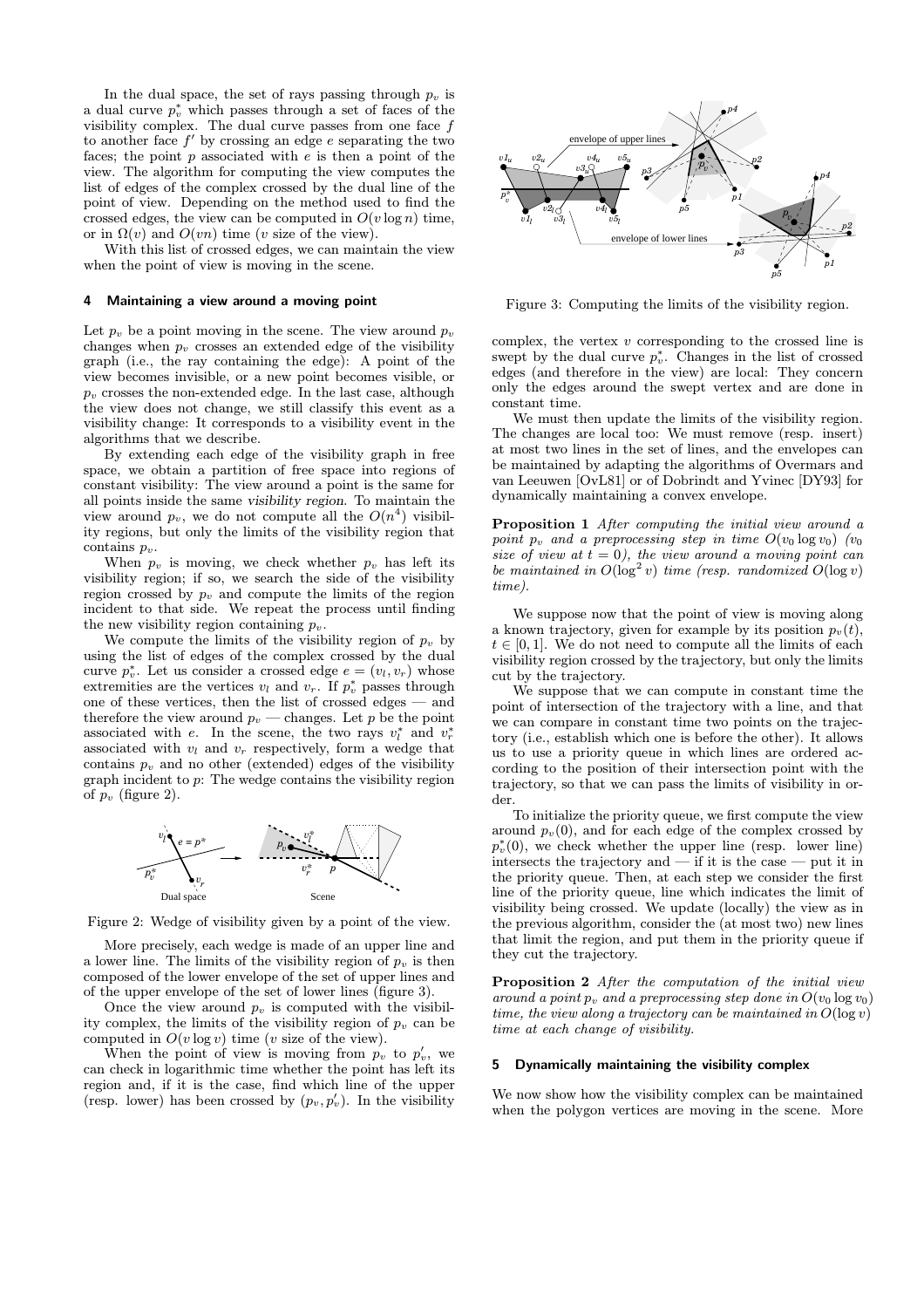In the dual space, the set of rays passing through $p_v$ is a dual curve $p_v^*$ which passes through a set of faces of the visibility complex. The dual curve passes from one face $f$ to another face $f'$ by crossing an edge $e$ separating the two faces; the point $p$ associated with $e$ is then a point of the view. The algorithm for computing the view computes the list of edges of the complex crossed by the dual line of the point of view. Depending on the method used to find the crossed edges, the view can be computed in $O(v \log n)$ time, or in $\Omega(v)$ and $O(vn)$ time ($v$ size of the view).

With this list of crossed edges, we can maintain the view when the point of view is moving in the scene.

## 4 Maintaining a view around a moving point

Let $p_v$ be a point moving in the scene. The view around $p_v$ changes when $p_v$ crosses an extended edge of the visibility graph (i.e., the ray containing the edge): A point of the view becomes invisible, or a new point becomes visible, or $p_v$ crosses the non-extended edge. In the last case, although the view does not change, we still classify this event as a visibility change: It corresponds to a visibility event in the algorithms that we describe.

By extending each edge of the visibility graph in free space, we obtain a partition of free space into regions of constant visibility: The view around a point is the same for all points inside the same *visibility region*. To maintain the view around $p_v$, we do not compute all the $O(n^4)$ visibility regions, but only the limits of the visibility region that contains $p_v$.

When $p_v$ is moving, we check whether $p_v$ has left its visibility region; if so, we search the side of the visibility region crossed by $p_v$ and compute the limits of the region incident to that side. We repeat the process until finding the new visibility region containing $p_v$.

We compute the limits of the visibility region of $p_v$ by using the list of edges of the complex crossed by the dual curve $p_v^*$. Let us consider a crossed edge $e = (v_l, v_r)$ whose extremities are the vertices $v_l$ and $v_r$. If $p_v^*$ passes through one of these vertices, then the list of crossed edges — and therefore the view around $p_v$ — changes. Let $p$ be the point associated with $e$. In the scene, the two rays $v_l^*$ and $v_r^*$ associated with $v_l$ and $v_r$ respectively, form a wedge that contains $p_v$ and no other (extended) edges of the visibility graph incident to $p$: The wedge contains the visibility region of $p_v$ (figure 2).

Figure 2: Wedge of visibility given by a point of the view.

More precisely, each wedge is made of an upper line and a lower line. The limits of the visibility region of $p_v$ is then composed of the lower envelope of the set of upper lines and of the upper envelope of the set of lower lines (figure 3).

Once the view around $p_v$ is computed with the visibility complex, the limits of the visibility region of $p_v$ can be computed in $O(v \log v)$ time ($v$ size of the view).

When the point of view is moving from $p_v$ to $p_v'$, we can check in logarithmic time whether the point has left its region and, if it is the case, find which line of the upper (resp. lower) has been crossed by $(p_v, p_v')$. In the visibility complex, the vertex $v$ corresponding to the crossed line is swept by the dual curve $p_v^*$. Changes in the list of crossed edges (and therefore in the view) are local: They concern only the edges around the swept vertex and are done in constant time.

Figure 3: Computing the limits of the visibility region.

We must then update the limits of the visibility region. The changes are local too: We must remove (resp. insert) at most two lines in the set of lines, and the envelopes can be maintained by adapting the algorithms of Overmars and van Leeuwen [OvL81] or of Dobrindt and Yvinec [DY93] for dynamically maintaining a convex envelope.

**Proposition 1** *After computing the initial view around a point $p_v$ and a preprocessing step in time $O(v_0 \log v_0)$ ($v_0$ size of view at $t = 0$), the view around a moving point can be maintained in $O(\log^2 v)$ time (resp. randomized $O(\log v)$ time).*

We suppose now that the point of view is moving along a known trajectory, given for example by its position $p_v(t)$, $t \in [0, 1]$. We do not need to compute all the limits of each visibility region crossed by the trajectory, but only the limits cut by the trajectory.

We suppose that we can compute in constant time the point of intersection of the trajectory with a line, and that we can compare in constant time two points on the trajectory (i.e., establish which one is before the other). It allows us to use a priority queue in which lines are ordered according to the position of their intersection point with the trajectory, so that we can pass the limits of visibility in order.

To initialize the priority queue, we first compute the view around $p_v(0)$, and for each edge of the complex crossed by $p_v^*(0)$, we check whether the upper line (resp. lower line) intersects the trajectory and — if it is the case — put it in the priority queue. Then, at each step we consider the first line of the priority queue, line which indicates the limit of visibility being crossed. We update (locally) the view as in the previous algorithm, consider the (at most two) new lines that limit the region, and put them in the priority queue if they cut the trajectory.

**Proposition 2** *After the computation of the initial view around a point $p_v$ and a preprocessing step done in $O(v_0 \log v_0)$ time, the view along a trajectory can be maintained in $O(\log v)$ time at each change of visibility.*

## 5 Dynamically maintaining the visibility complex

We now show how the visibility complex can be maintained when the polygon vertices are moving in the scene. More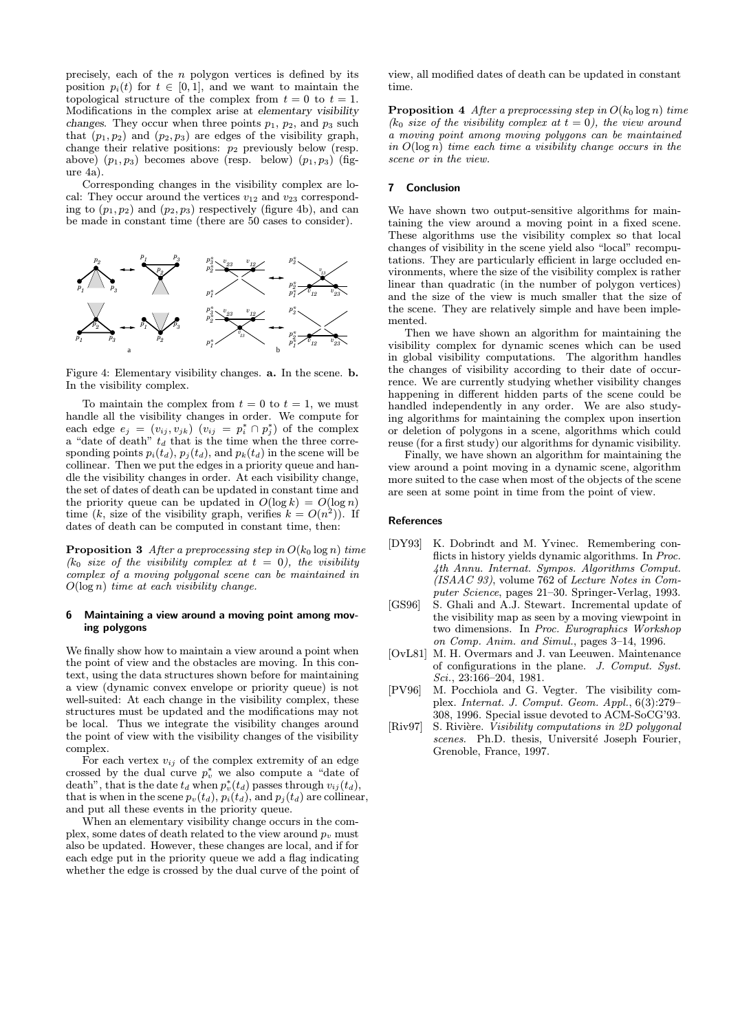precisely, each of the $n$ polygon vertices is defined by its position $p_i(t)$ for $t \in [0,1]$, and we want to maintain the topological structure of the complex from $t = 0$ to $t = 1$. Modifications in the complex arise at *elementary visibility changes*. They occur when three points $p_1$, $p_2$, and $p_3$ such that $(p_1, p_2)$ and $(p_2, p_3)$ are edges of the visibility graph, change their relative positions: $p_2$ previously below (resp. above) $(p_1, p_3)$ becomes above (resp. below) $(p_1, p_3)$ (figure 4a).

Corresponding changes in the visibility complex are local: They occur around the vertices $v_{12}$ and $v_{23}$ corresponding to $(p_1, p_2)$ and $(p_2, p_3)$ respectively (figure 4b), and can be made in constant time (there are 50 cases to consider).

a

b

Figure 4: Elementary visibility changes. **a.** In the scene. **b.** In the visibility complex.

To maintain the complex from $t = 0$ to $t = 1$, we must handle all the visibility changes in order. We compute for each edge $e_j = (v_{ij}, v_{jk})$ ($v_{ij} = p_i^* \cap p_j^*$) of the complex a "date of death" $t_d$ that is the time when the three corresponding points $p_i(t_d)$, $p_j(t_d)$, and $p_k(t_d)$ in the scene will be collinear. Then we put the edges in a priority queue and handle the visibility changes in order. At each visibility change, the set of dates of death can be updated in constant time and the priority queue can be updated in $O(\log k) = O(\log n)$ time ($k$, size of the visibility graph, verifies $k = O(n^2)$). If dates of death can be computed in constant time, then:

**Proposition 3** *After a preprocessing step in $O(k_0 \log n)$ time ($k_0$ size of the visibility complex at $t = 0$), the visibility complex of a moving polygonal scene can be maintained in $O(\log n)$ time at each visibility change.*

## 6 Maintaining a view around a moving point among moving polygons

We finally show how to maintain a view around a point when the point of view and the obstacles are moving. In this context, using the data structures shown before for maintaining a view (dynamic convex envelope or priority queue) is not well-suited: At each change in the visibility complex, these structures must be updated and the modifications may not be local. Thus we integrate the visibility changes around the point of view with the visibility changes of the visibility complex.

For each vertex $v_{ij}$ of the complex extremity of an edge crossed by the dual curve $p_v^*$ we also compute a "date of death", that is the date $t_d$ when $p_v^*(t_d)$ passes through $v_{ij}(t_d)$, that is when in the scene $p_v(t_d)$, $p_i(t_d)$, and $p_j(t_d)$ are collinear, and put all these events in the priority queue.

When an elementary visibility change occurs in the complex, some dates of death related to the view around $p_v$ must also be updated. However, these changes are local, and if for each edge put in the priority queue we add a flag indicating whether the edge is crossed by the dual curve of the point of view, all modified dates of death can be updated in constant time.

**Proposition 4** *After a preprocessing step in $O(k_0 \log n)$ time ($k_0$ size of the visibility complex at $t = 0$), the view around a moving point among moving polygons can be maintained in $O(\log n)$ time each time a visibility change occurs in the scene or in the view.*

## 7 Conclusion

We have shown two output-sensitive algorithms for maintaining the view around a moving point in a fixed scene. These algorithms use the visibility complex so that local changes of visibility in the scene yield also "local" recomputations. They are particularly efficient in large occluded environments, where the size of the visibility complex is rather linear than quadratic (in the number of polygon vertices) and the size of the view is much smaller that the size of the scene. They are relatively simple and have been implemented.

Then we have shown an algorithm for maintaining the visibility complex for dynamic scenes which can be used in global visibility computations. The algorithm handles the changes of visibility according to their date of occurrence. We are currently studying whether visibility changes happening in different hidden parts of the scene could be handled independently in any order. We are also studying algorithms for maintaining the complex upon insertion or deletion of polygons in a scene, algorithms which could reuse (for a first study) our algorithms for dynamic visibility.

Finally, we have shown an algorithm for maintaining the view around a point moving in a dynamic scene, algorithm more suited to the case when most of the objects of the scene are seen at some point in time from the point of view.

## References

- [DY93] K. Dobrindt and M. Yvinec. Remembering conflicts in history yields dynamic algorithms. In *Proc. 4th Annu. Internat. Sympos. Algorithms Comput. (ISAAC 93)*, volume 762 of *Lecture Notes in Computer Science*, pages 21–30. Springer-Verlag, 1993.
- [GS96] S. Ghali and A.J. Stewart. Incremental update of the visibility map as seen by a moving viewpoint in two dimensions. In *Proc. Eurographics Workshop on Comp. Anim. and Simul.*, pages 3–14, 1996.
- [OvL81] M. H. Overmars and J. van Leeuwen. Maintenance of configurations in the plane. *J. Comput. Syst. Sci.*, 23:166–204, 1981.
- [PV96] M. Pocchiola and G. Vegter. The visibility complex. *Internat. J. Comput. Geom. Appl.*, 6(3):279–308, 1996. Special issue devoted to ACM-SoCG'93.
- [Riv97] S. Rivière. *Visibility computations in 2D polygonal scenes*. Ph.D. thesis, Université Joseph Fourier, Grenoble, France, 1997.